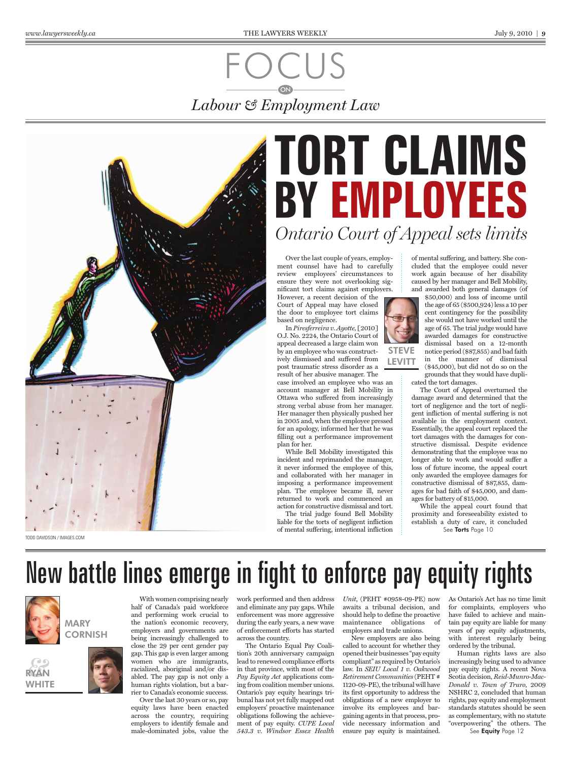# FOCUS ON Labour & Employment Law

# TORT CLAIMS BY EMPLOYEES

## *Ontario Court of Appeal sets limits*

TODD DAVIDSON / IMAGES.COM

**STEVE LEVITT**

Over the last couple of years, employment counsel have had to carefully review employees' circumstances to ensure they were not overlooking significant tort claims against employers. However, a recent decision of the Court of Appeal may have closed the door to employee tort claims based on negligence.

In *Piresferreira v. Ayotte*, [2010] O.J. No. 2224, the Ontario Court of appeal decreased a large claim won by an employee who was constructively dismissed and suffered from post traumatic stress disorder as a result of her abusive manager. The case involved an employee who was an account manager at Bell Mobility in Ottawa who suffered from increasingly strong verbal abuse from her manager. Her manager then physically pushed her in 2005 and, when the employee pressed for an apology, informed her that he was filling out a performance improvement plan for her.

While Bell Mobility investigated this incident and reprimanded the manager, it never informed the employee of this, and collaborated with her manager in imposing a performance improvement plan. The employee became ill, never returned to work and commenced an action for constructive dismissal and tort.

The trial judge found Bell Mobility liable for the torts of negligent infliction of mental suffering, intentional infliction of mental suffering, and battery. She concluded that the employee could never work again because of her disability caused by her manager and Bell Mobility, and awarded both general damages (of $50,000) and loss of income until the age of 65 ($500,924) less a 10 per cent contingency for the possibility she would not have worked until the age of 65. The trial judge would have awarded damages for constructive dismissal based on a 12-month notice period ($87,855) and bad faith in the manner of dismissal ($45,000), but did not do so on the grounds that they would have duplicated the tort damages.

The Court of Appeal overturned the damage award and determined that the tort of negligence and the tort of negligent infliction of mental suffering is not available in the employment context. Essentially, the appeal court replaced the tort damages with the damages for constructive dismissal. Despite evidence demonstrating that the employee was no longer able to work and would suffer a loss of future income, the appeal court only awarded the employee damages for constructive dismissal of $87,855, damages for bad faith of $45,000, and damages for battery of $15,000.

While the appeal court found that proximity and foreseeability existed to establish a duty of care, it concluded

See **Torts** Page 10

# New battle lines emerge in fight to enforce pay equity rights

**MARY CORNISH & RYAN WHITE**

With women comprising nearly half of Canada's paid workforce and performing work crucial to the nation's economic recovery, employers and governments are being increasingly challenged to close the 29 per cent gender pay gap. This gap is even larger among women who are immigrants, racialized, aboriginal and/or disabled. The pay gap is not only a human rights violation, but a barrier to Canada's economic success.

Over the last 30 years or so, pay equity laws have been enacted across the country, requiring employers to identify female and male-dominated jobs, value the work performed and then address and eliminate any pay gaps. While enforcement was more aggressive during the early years, a new wave of enforcement efforts has started across the country.

The Ontario Equal Pay Coalition's 20th anniversary campaign lead to renewed compliance efforts in that province, with most of the *Pay Equity Act* applications coming from coalition member unions. Ontario's pay equity hearings tribunal has not yet fully mapped out employers' proactive maintenance obligations following the achievement of pay equity. *CUPE Local 543.3 v. Windsor Essex Health Unit*, (PEHT #0958-09-PE) now awaits a tribunal decision, and should help to define the proactive maintenance obligations of employers and trade unions.

New employers are also being called to account for whether they opened their businesses "pay equity compliant" as required by Ontario's law. In *SEIU Local 1 v. Oakwood Retirement Communities* (PEHT # 1120-09-PE), the tribunal will have its first opportunity to address the obligations of a new employer to involve its employees and bargaining agents in that process, provide necessary information and ensure pay equity is maintained.

As Ontario's Act has no time limit for complaints, employers who have failed to achieve and maintain pay equity are liable for many years of pay equity adjustments, with interest regularly being ordered by the tribunal.

Human rights laws are also increasingly being used to advance pay equity rights. A recent Nova Scotia decision, *Reid-Munro-MacDonald v. Town of Truro*, 2009 NSHRC 2, concluded that human rights, pay equity and employment standards statutes should be seen as complementary, with no statute "overpowering" the others. The

See **Equity** Page 12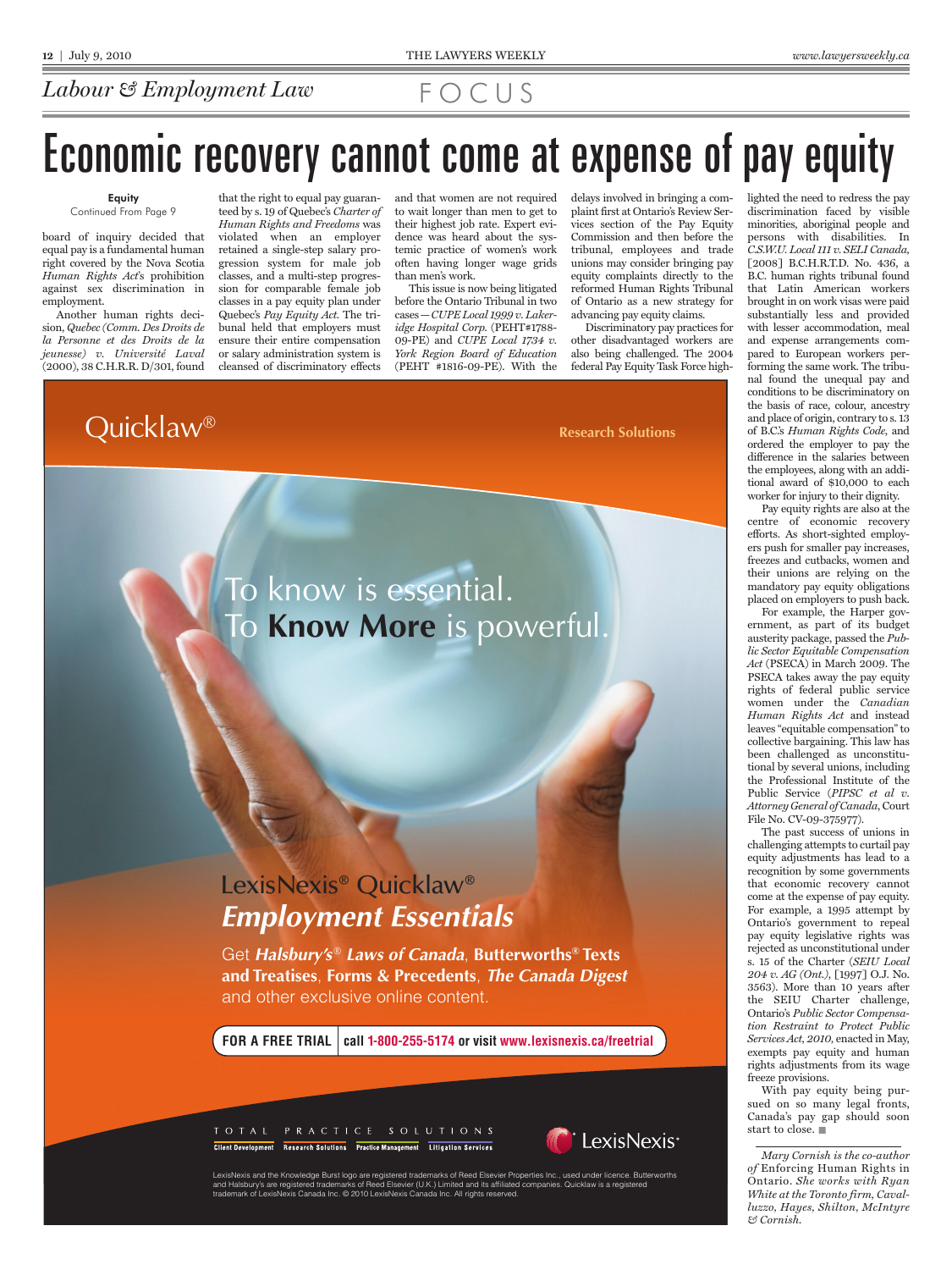Labour & Employment Law FOCUS

# Economic recovery cannot come at expense of pay equity

**Equity**

Continued From Page 9

board of inquiry decided that equal pay is a fundamental human right covered by the Nova Scotia *Human Rights Act*'s prohibition against sex discrimination in employment.

Another human rights decision, *Quebec (Comm. Des Droits de la Personne et des Droits de la jeunesse) v. Université Laval* (2000), 38 C.H.R.R. D/301, found that the right to equal pay guaranteed by s. 19 of Quebec's *Charter of Human Rights and Freedoms* was violated when an employer retained a single-step salary progression system for male job classes, and a multi-step progression for comparable female job classes in a pay equity plan under Quebec's *Pay Equity Act*. The tribunal held that employers must ensure their entire compensation or salary administration system is cleansed of discriminatory effects and that women are not required to wait longer than men to get to their highest job rate. Expert evidence was heard about the systemic practice of women's work often having longer wage grids than men's work.

This issue is now being litigated before the Ontario Tribunal in two cases — *CUPE Local 1999 v. Lakeridge Hospital Corp.* (PEHT#1788-09-PE) and *CUPE Local 1734 v. York Region Board of Education* (PEHT #1816-09-PE). With the delays involved in bringing a complaint first at Ontario's Review Services section of the Pay Equity Commission and then before the tribunal, employees and trade unions may consider bringing pay equity complaints directly to the reformed Human Rights Tribunal of Ontario as a new strategy for advancing pay equity claims.

Discriminatory pay practices for other disadvantaged workers are also being challenged. The 2004 federal Pay Equity Task Force highlighted the need to redress the pay discrimination faced by visible minorities, aboriginal people and persons with disabilities. In *C.S.W.U. Local 111 v. SELI Canada*, [2008] B.C.H.R.T.D. No. 436, a B.C. human rights tribunal found that Latin American workers brought in on work visas were paid substantially less and provided with lesser accommodation, meal and expense arrangements compared to European workers performing the same work. The tribunal found the unequal pay and conditions to be discriminatory on the basis of race, colour, ancestry and place of origin, contrary to s. 13 of B.C.'s *Human Rights Code*, and ordered the employer to pay the difference in the salaries between the employees, along with an additional award of $10,000 to each worker for injury to their dignity.

Pay equity rights are also at the centre of economic recovery efforts. As short-sighted employers push for smaller pay increases, freezes and cutbacks, women and their unions are relying on the mandatory pay equity obligations placed on employers to push back.

For example, the Harper government, as part of its budget austerity package, passed the *Public Sector Equitable Compensation Act* (PSECA) in March 2009. The PSECA takes away the pay equity rights of federal public service women under the *Canadian Human Rights Act* and instead leaves "equitable compensation" to collective bargaining. This law has been challenged as unconstitutional by several unions, including the Professional Institute of the Public Service (*PIPSC et al v. Attorney General of Canada*, Court File No. CV-09-375977).

The past success of unions in challenging attempts to curtail pay equity adjustments has lead to a recognition by some governments that economic recovery cannot come at the expense of pay equity. For example, a 1995 attempt by Ontario's government to repeal pay equity legislative rights was rejected as unconstitutional under s. 15 of the Charter (*SEIU Local 204 v. AG (Ont.)*, [1997] O.J. No. 3563). More than 10 years after the SEIU Charter challenge, Ontario's *Public Sector Compensation Restraint to Protect Public Services Act, 2010*, enacted in May, exempts pay equity and human rights adjustments from its wage freeze provisions.

With pay equity being pursued on so many legal fronts, Canada's pay gap should soon start to close. ■

*Mary Cornish is the co-author of* Enforcing Human Rights in Ontario. *She works with Ryan White at the Toronto firm, Cavalluzzo, Hayes, Shilton, McIntyre & Cornish.*

---

Quicklaw® Research Solutions

To know is essential.
To **Know More** is powerful.

LexisNexis® Quicklaw®
***Employment Essentials***

Get ***Halsbury's® Laws of Canada***, **Butterworths® Texts and Treatises**, **Forms & Precedents**, ***The Canada Digest*** and other exclusive online content.

**FOR A FREE TRIAL** | **call 1-800-255-5174 or visit www.lexisnexis.ca/freetrial**

TOTAL PRACTICE SOLUTIONS
Client Development | Research Solutions | Practice Management | Litigation Services

LexisNexis®

LexisNexis and the Knowledge Burst logo are registered trademarks of Reed Elsevier Properties Inc., used under licence. Butterworths and Halsbury's are registered trademarks of Reed Elsevier (U.K.) Limited and its affiliated companies. Quicklaw is a registered trademark of LexisNexis Canada Inc. © 2010 LexisNexis Canada Inc. All rights reserved.